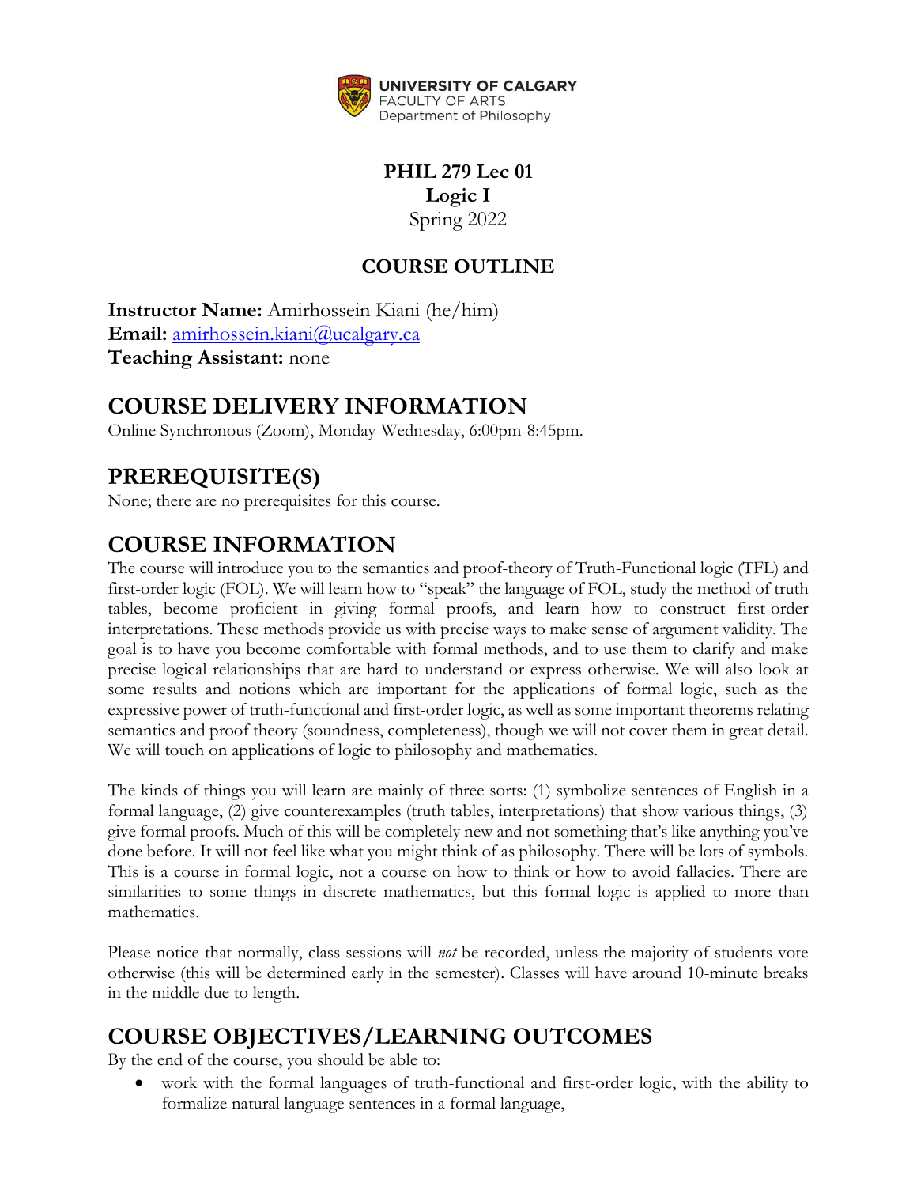UNIVERSITY OF CALGARY
FACULTY OF ARTS
Department of Philosophy

**PHIL 279 Lec 01**
**Logic I**
Spring 2022

**COURSE OUTLINE**

**Instructor Name:** Amirhossein Kiani (he/him)
**Email:** amirhossein.kiani@ucalgary.ca
**Teaching Assistant:** none

# COURSE DELIVERY INFORMATION

Online Synchronous (Zoom), Monday-Wednesday, 6:00pm-8:45pm.

# PREREQUISITE(S)

None; there are no prerequisites for this course.

# COURSE INFORMATION

The course will introduce you to the semantics and proof-theory of Truth-Functional logic (TFL) and first-order logic (FOL). We will learn how to "speak" the language of FOL, study the method of truth tables, become proficient in giving formal proofs, and learn how to construct first-order interpretations. These methods provide us with precise ways to make sense of argument validity. The goal is to have you become comfortable with formal methods, and to use them to clarify and make precise logical relationships that are hard to understand or express otherwise. We will also look at some results and notions which are important for the applications of formal logic, such as the expressive power of truth-functional and first-order logic, as well as some important theorems relating semantics and proof theory (soundness, completeness), though we will not cover them in great detail. We will touch on applications of logic to philosophy and mathematics.

The kinds of things you will learn are mainly of three sorts: (1) symbolize sentences of English in a formal language, (2) give counterexamples (truth tables, interpretations) that show various things, (3) give formal proofs. Much of this will be completely new and not something that's like anything you've done before. It will not feel like what you might think of as philosophy. There will be lots of symbols. This is a course in formal logic, not a course on how to think or how to avoid fallacies. There are similarities to some things in discrete mathematics, but this formal logic is applied to more than mathematics.

Please notice that normally, class sessions will *not* be recorded, unless the majority of students vote otherwise (this will be determined early in the semester). Classes will have around 10-minute breaks in the middle due to length.

# COURSE OBJECTIVES/LEARNING OUTCOMES

By the end of the course, you should be able to:

- work with the formal languages of truth-functional and first-order logic, with the ability to formalize natural language sentences in a formal language,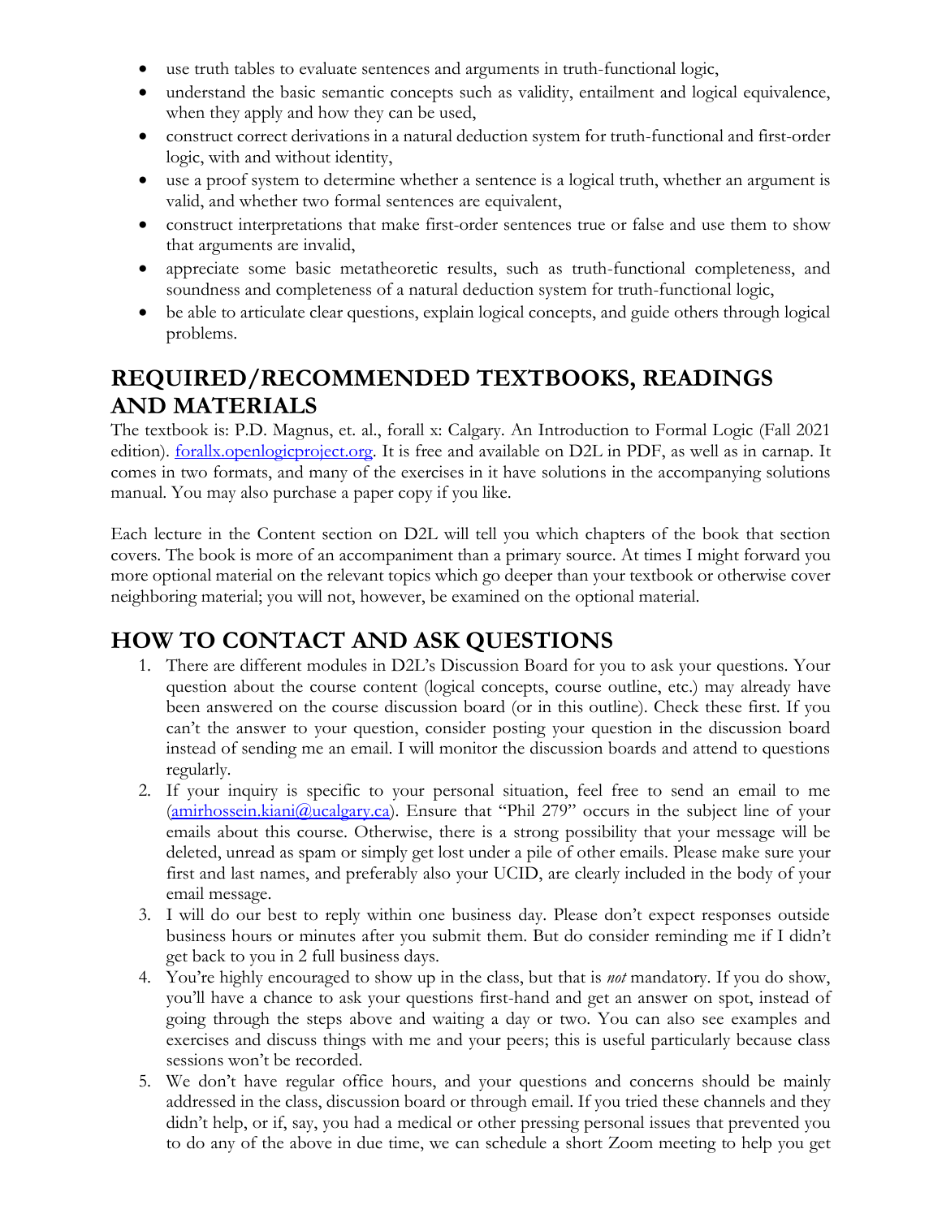- use truth tables to evaluate sentences and arguments in truth-functional logic,
- understand the basic semantic concepts such as validity, entailment and logical equivalence, when they apply and how they can be used,
- construct correct derivations in a natural deduction system for truth-functional and first-order logic, with and without identity,
- use a proof system to determine whether a sentence is a logical truth, whether an argument is valid, and whether two formal sentences are equivalent,
- construct interpretations that make first-order sentences true or false and use them to show that arguments are invalid,
- appreciate some basic metatheoretic results, such as truth-functional completeness, and soundness and completeness of a natural deduction system for truth-functional logic,
- be able to articulate clear questions, explain logical concepts, and guide others through logical problems.

## REQUIRED/RECOMMENDED TEXTBOOKS, READINGS AND MATERIALS

The textbook is: P.D. Magnus, et. al., forall x: Calgary. An Introduction to Formal Logic (Fall 2021 edition). [forallx.openlogicproject.org](forallx.openlogicproject.org). It is free and available on D2L in PDF, as well as in carnap. It comes in two formats, and many of the exercises in it have solutions in the accompanying solutions manual. You may also purchase a paper copy if you like.

Each lecture in the Content section on D2L will tell you which chapters of the book that section covers. The book is more of an accompaniment than a primary source. At times I might forward you more optional material on the relevant topics which go deeper than your textbook or otherwise cover neighboring material; you will not, however, be examined on the optional material.

## HOW TO CONTACT AND ASK QUESTIONS

1. There are different modules in D2L's Discussion Board for you to ask your questions. Your question about the course content (logical concepts, course outline, etc.) may already have been answered on the course discussion board (or in this outline). Check these first. If you can't the answer to your question, consider posting your question in the discussion board instead of sending me an email. I will monitor the discussion boards and attend to questions regularly.
2. If your inquiry is specific to your personal situation, feel free to send an email to me ([amirhossein.kiani@ucalgary.ca](mailto:amirhossein.kiani@ucalgary.ca)). Ensure that "Phil 279" occurs in the subject line of your emails about this course. Otherwise, there is a strong possibility that your message will be deleted, unread as spam or simply get lost under a pile of other emails. Please make sure your first and last names, and preferably also your UCID, are clearly included in the body of your email message.
3. I will do our best to reply within one business day. Please don't expect responses outside business hours or minutes after you submit them. But do consider reminding me if I didn't get back to you in 2 full business days.
4. You're highly encouraged to show up in the class, but that is *not* mandatory. If you do show, you'll have a chance to ask your questions first-hand and get an answer on spot, instead of going through the steps above and waiting a day or two. You can also see examples and exercises and discuss things with me and your peers; this is useful particularly because class sessions won't be recorded.
5. We don't have regular office hours, and your questions and concerns should be mainly addressed in the class, discussion board or through email. If you tried these channels and they didn't help, or if, say, you had a medical or other pressing personal issues that prevented you to do any of the above in due time, we can schedule a short Zoom meeting to help you get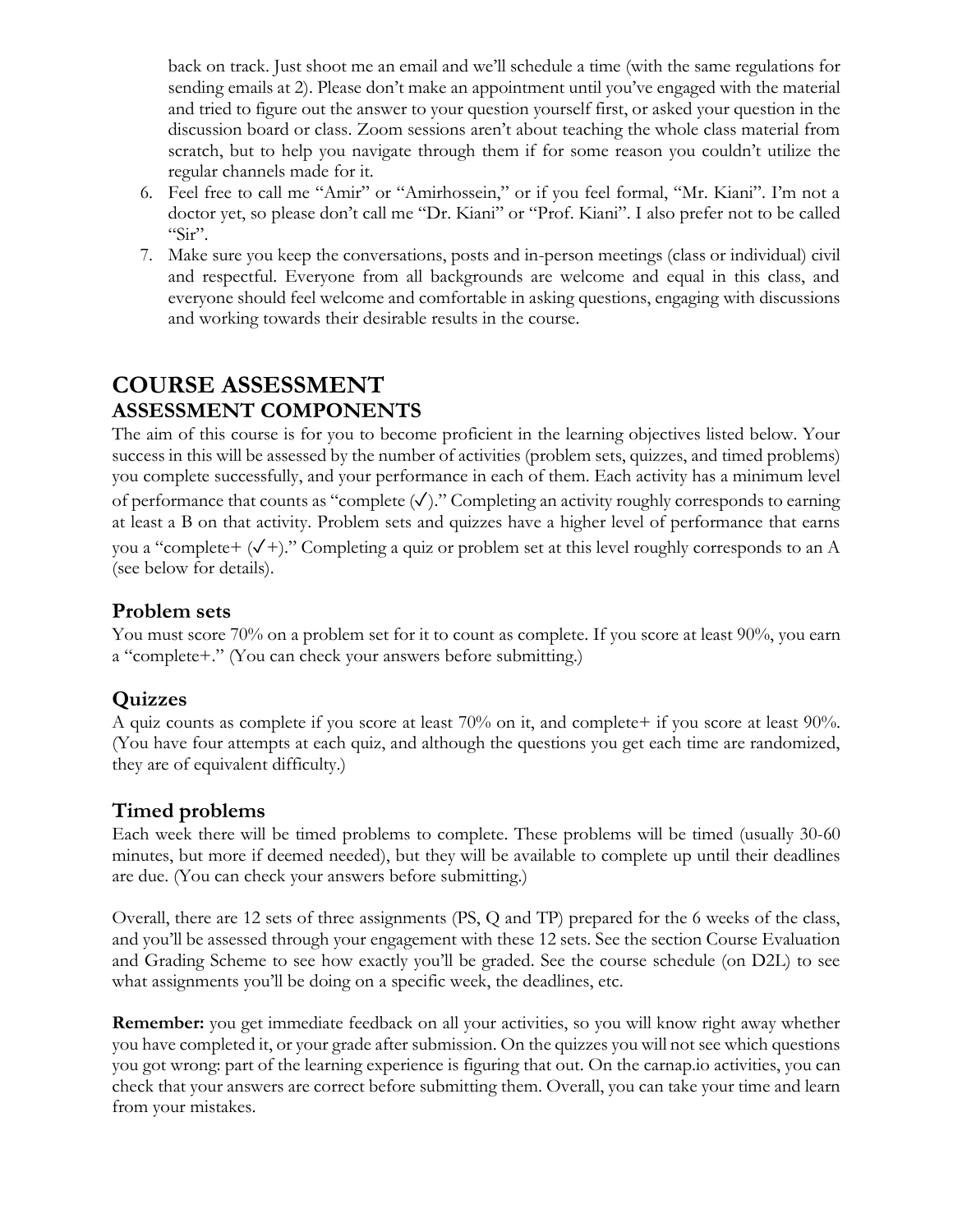back on track. Just shoot me an email and we'll schedule a time (with the same regulations for sending emails at 2). Please don't make an appointment until you've engaged with the material and tried to figure out the answer to your question yourself first, or asked your question in the discussion board or class. Zoom sessions aren't about teaching the whole class material from scratch, but to help you navigate through them if for some reason you couldn't utilize the regular channels made for it.

6. Feel free to call me "Amir" or "Amirhossein," or if you feel formal, "Mr. Kiani". I'm not a doctor yet, so please don't call me "Dr. Kiani" or "Prof. Kiani". I also prefer not to be called "Sir".
7. Make sure you keep the conversations, posts and in-person meetings (class or individual) civil and respectful. Everyone from all backgrounds are welcome and equal in this class, and everyone should feel welcome and comfortable in asking questions, engaging with discussions and working towards their desirable results in the course.

# COURSE ASSESSMENT

## ASSESSMENT COMPONENTS

The aim of this course is for you to become proficient in the learning objectives listed below. Your success in this will be assessed by the number of activities (problem sets, quizzes, and timed problems) you complete successfully, and your performance in each of them. Each activity has a minimum level of performance that counts as "complete (✓)." Completing an activity roughly corresponds to earning at least a B on that activity. Problem sets and quizzes have a higher level of performance that earns you a "complete+ (✓+)." Completing a quiz or problem set at this level roughly corresponds to an A (see below for details).

### Problem sets

You must score 70% on a problem set for it to count as complete. If you score at least 90%, you earn a "complete+." (You can check your answers before submitting.)

### Quizzes

A quiz counts as complete if you score at least 70% on it, and complete+ if you score at least 90%. (You have four attempts at each quiz, and although the questions you get each time are randomized, they are of equivalent difficulty.)

### Timed problems

Each week there will be timed problems to complete. These problems will be timed (usually 30-60 minutes, but more if deemed needed), but they will be available to complete up until their deadlines are due. (You can check your answers before submitting.)

Overall, there are 12 sets of three assignments (PS, Q and TP) prepared for the 6 weeks of the class, and you'll be assessed through your engagement with these 12 sets. See the section Course Evaluation and Grading Scheme to see how exactly you'll be graded. See the course schedule (on D2L) to see what assignments you'll be doing on a specific week, the deadlines, etc.

**Remember:** you get immediate feedback on all your activities, so you will know right away whether you have completed it, or your grade after submission. On the quizzes you will not see which questions you got wrong: part of the learning experience is figuring that out. On the carnap.io activities, you can check that your answers are correct before submitting them. Overall, you can take your time and learn from your mistakes.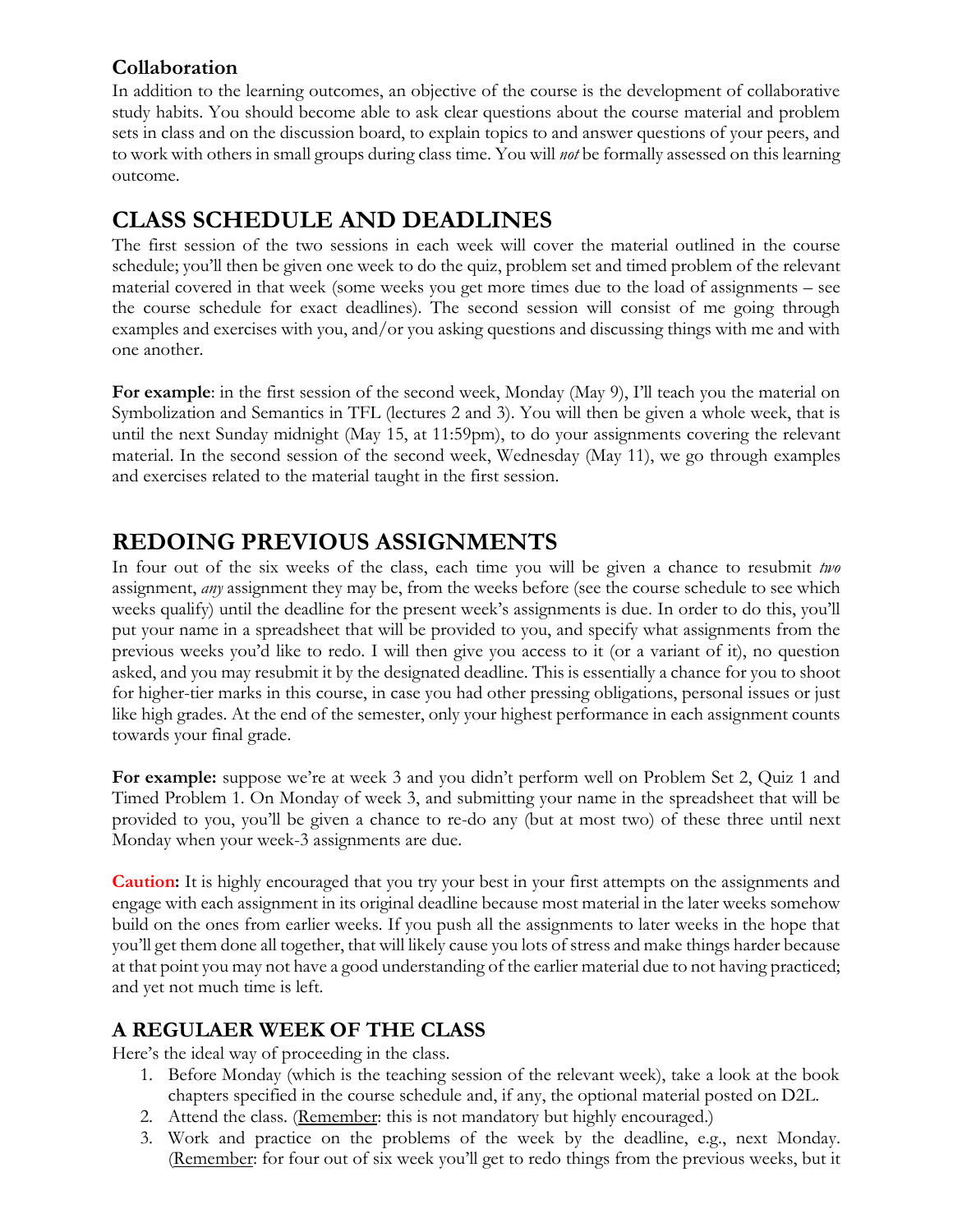### Collaboration

In addition to the learning outcomes, an objective of the course is the development of collaborative study habits. You should become able to ask clear questions about the course material and problem sets in class and on the discussion board, to explain topics to and answer questions of your peers, and to work with others in small groups during class time. You will *not* be formally assessed on this learning outcome.

## CLASS SCHEDULE AND DEADLINES

The first session of the two sessions in each week will cover the material outlined in the course schedule; you'll then be given one week to do the quiz, problem set and timed problem of the relevant material covered in that week (some weeks you get more times due to the load of assignments – see the course schedule for exact deadlines). The second session will consist of me going through examples and exercises with you, and/or you asking questions and discussing things with me and with one another.

**For example**: in the first session of the second week, Monday (May 9), I'll teach you the material on Symbolization and Semantics in TFL (lectures 2 and 3). You will then be given a whole week, that is until the next Sunday midnight (May 15, at 11:59pm), to do your assignments covering the relevant material. In the second session of the second week, Wednesday (May 11), we go through examples and exercises related to the material taught in the first session.

## REDOING PREVIOUS ASSIGNMENTS

In four out of the six weeks of the class, each time you will be given a chance to resubmit *two* assignment, *any* assignment they may be, from the weeks before (see the course schedule to see which weeks qualify) until the deadline for the present week's assignments is due. In order to do this, you'll put your name in a spreadsheet that will be provided to you, and specify what assignments from the previous weeks you'd like to redo. I will then give you access to it (or a variant of it), no question asked, and you may resubmit it by the designated deadline. This is essentially a chance for you to shoot for higher-tier marks in this course, in case you had other pressing obligations, personal issues or just like high grades. At the end of the semester, only your highest performance in each assignment counts towards your final grade.

**For example:** suppose we're at week 3 and you didn't perform well on Problem Set 2, Quiz 1 and Timed Problem 1. On Monday of week 3, and submitting your name in the spreadsheet that will be provided to you, you'll be given a chance to re-do any (but at most two) of these three until next Monday when your week-3 assignments are due.

**Caution:** It is highly encouraged that you try your best in your first attempts on the assignments and engage with each assignment in its original deadline because most material in the later weeks somehow build on the ones from earlier weeks. If you push all the assignments to later weeks in the hope that you'll get them done all together, that will likely cause you lots of stress and make things harder because at that point you may not have a good understanding of the earlier material due to not having practiced; and yet not much time is left.

### A REGULAER WEEK OF THE CLASS

Here's the ideal way of proceeding in the class.

1. Before Monday (which is the teaching session of the relevant week), take a look at the book chapters specified in the course schedule and, if any, the optional material posted on D2L.
2. Attend the class. (Remember: this is not mandatory but highly encouraged.)
3. Work and practice on the problems of the week by the deadline, e.g., next Monday. (Remember: for four out of six week you'll get to redo things from the previous weeks, but it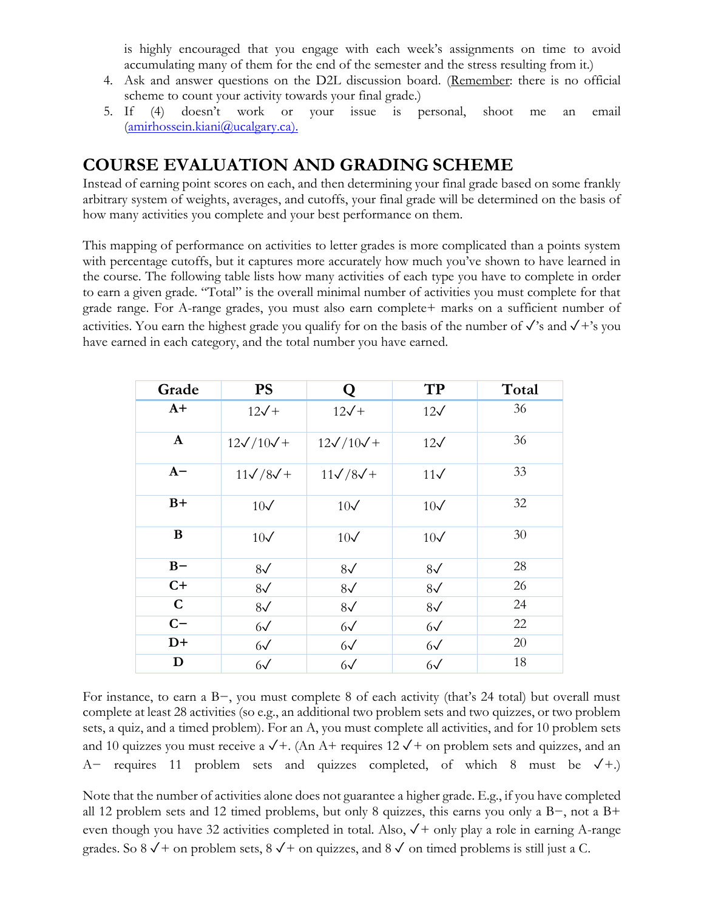is highly encouraged that you engage with each week's assignments on time to avoid accumulating many of them for the end of the semester and the stress resulting from it.)

4. Ask and answer questions on the D2L discussion board. (Remember: there is no official scheme to count your activity towards your final grade.)
5. If (4) doesn't work or your issue is personal, shoot me an email (amirhossein.kiani@ucalgary.ca).

## COURSE EVALUATION AND GRADING SCHEME

Instead of earning point scores on each, and then determining your final grade based on some frankly arbitrary system of weights, averages, and cutoffs, your final grade will be determined on the basis of how many activities you complete and your best performance on them.

This mapping of performance on activities to letter grades is more complicated than a points system with percentage cutoffs, but it captures more accurately how much you've shown to have learned in the course. The following table lists how many activities of each type you have to complete in order to earn a given grade. "Total" is the overall minimal number of activities you must complete for that grade range. For A-range grades, you must also earn complete+ marks on a sufficient number of activities. You earn the highest grade you qualify for on the basis of the number of ✓'s and ✓+'s you have earned in each category, and the total number you have earned.

| Grade | PS | Q | TP | Total |
|---|---|---|---|---|
| **A+** | 12✓+ | 12✓+ | 12✓ | 36 |
| **A** | 12✓/10✓+ | 12✓/10✓+ | 12✓ | 36 |
| **A−** | 11✓/8✓+ | 11✓/8✓+ | 11✓ | 33 |
| **B+** | 10✓ | 10✓ | 10✓ | 32 |
| **B** | 10✓ | 10✓ | 10✓ | 30 |
| **B−** | 8✓ | 8✓ | 8✓ | 28 |
| **C+** | 8✓ | 8✓ | 8✓ | 26 |
| **C** | 8✓ | 8✓ | 8✓ | 24 |
| **C−** | 6✓ | 6✓ | 6✓ | 22 |
| **D+** | 6✓ | 6✓ | 6✓ | 20 |
| **D** | 6✓ | 6✓ | 6✓ | 18 |

For instance, to earn a B−, you must complete 8 of each activity (that's 24 total) but overall must complete at least 28 activities (so e.g., an additional two problem sets and two quizzes, or two problem sets, a quiz, and a timed problem). For an A, you must complete all activities, and for 10 problem sets and 10 quizzes you must receive a ✓+. (An A+ requires 12 ✓+ on problem sets and quizzes, and an A− requires 11 problem sets and quizzes completed, of which 8 must be ✓+.)

Note that the number of activities alone does not guarantee a higher grade. E.g., if you have completed all 12 problem sets and 12 timed problems, but only 8 quizzes, this earns you only a B−, not a B+ even though you have 32 activities completed in total. Also, ✓+ only play a role in earning A-range grades. So 8 ✓+ on problem sets, 8 ✓+ on quizzes, and 8 ✓ on timed problems is still just a C.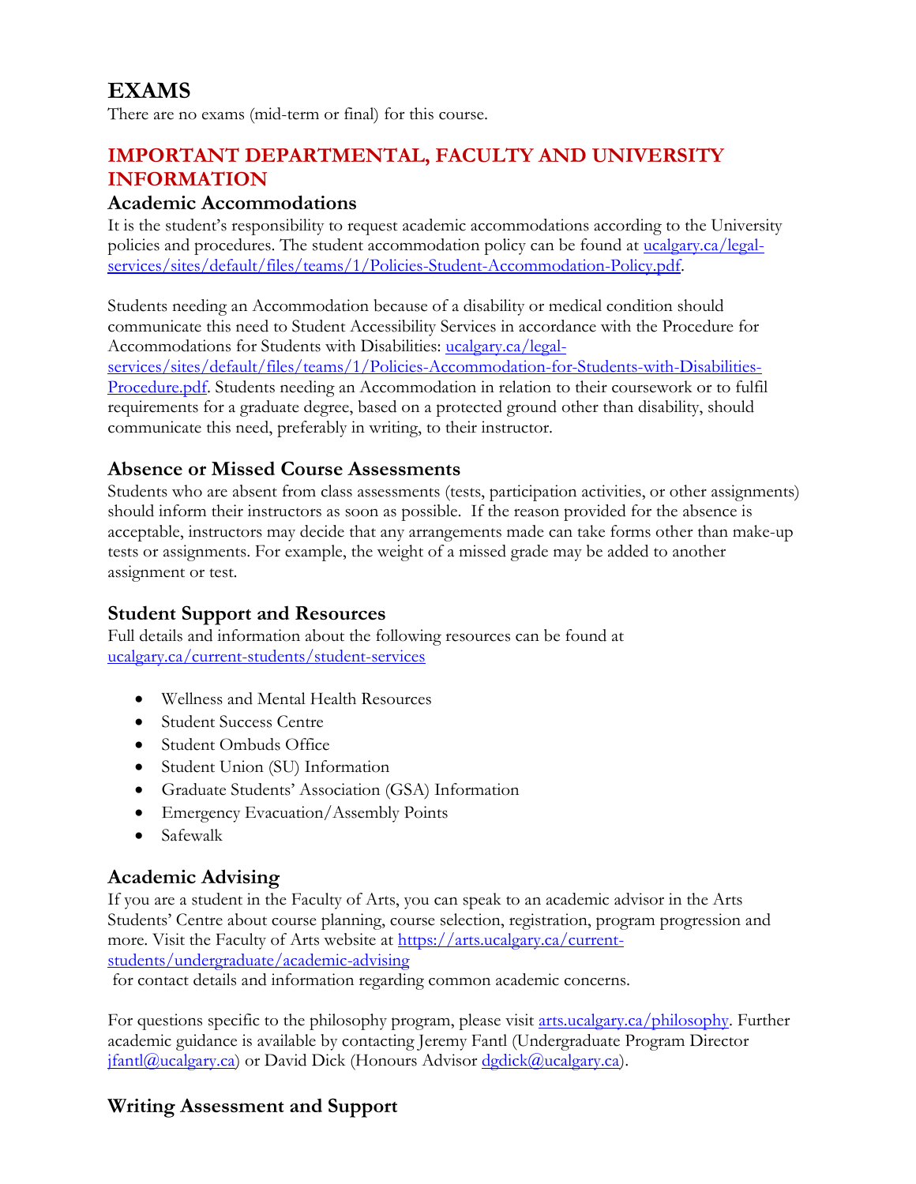# EXAMS

There are no exams (mid-term or final) for this course.

# IMPORTANT DEPARTMENTAL, FACULTY AND UNIVERSITY INFORMATION

## Academic Accommodations

It is the student's responsibility to request academic accommodations according to the University policies and procedures. The student accommodation policy can be found at [ucalgary.ca/legal-services/sites/default/files/teams/1/Policies-Student-Accommodation-Policy.pdf](ucalgary.ca/legal-services/sites/default/files/teams/1/Policies-Student-Accommodation-Policy.pdf).

Students needing an Accommodation because of a disability or medical condition should communicate this need to Student Accessibility Services in accordance with the Procedure for Accommodations for Students with Disabilities: [ucalgary.ca/legal-services/sites/default/files/teams/1/Policies-Accommodation-for-Students-with-Disabilities-Procedure.pdf](ucalgary.ca/legal-services/sites/default/files/teams/1/Policies-Accommodation-for-Students-with-Disabilities-Procedure.pdf). Students needing an Accommodation in relation to their coursework or to fulfil requirements for a graduate degree, based on a protected ground other than disability, should communicate this need, preferably in writing, to their instructor.

## Absence or Missed Course Assessments

Students who are absent from class assessments (tests, participation activities, or other assignments) should inform their instructors as soon as possible. If the reason provided for the absence is acceptable, instructors may decide that any arrangements made can take forms other than make-up tests or assignments. For example, the weight of a missed grade may be added to another assignment or test.

## Student Support and Resources

Full details and information about the following resources can be found at [ucalgary.ca/current-students/student-services](ucalgary.ca/current-students/student-services)

- Wellness and Mental Health Resources
- Student Success Centre
- Student Ombuds Office
- Student Union (SU) Information
- Graduate Students' Association (GSA) Information
- Emergency Evacuation/Assembly Points
- Safewalk

## Academic Advising

If you are a student in the Faculty of Arts, you can speak to an academic advisor in the Arts Students' Centre about course planning, course selection, registration, program progression and more. Visit the Faculty of Arts website at [https://arts.ucalgary.ca/current-students/undergraduate/academic-advising](https://arts.ucalgary.ca/current-students/undergraduate/academic-advising) for contact details and information regarding common academic concerns.

For questions specific to the philosophy program, please visit [arts.ucalgary.ca/philosophy](arts.ucalgary.ca/philosophy). Further academic guidance is available by contacting Jeremy Fantl (Undergraduate Program Director [jfantl@ucalgary.ca](mailto:jfantl@ucalgary.ca)) or David Dick (Honours Advisor [dgdick@ucalgary.ca](mailto:dgdick@ucalgary.ca)).

## Writing Assessment and Support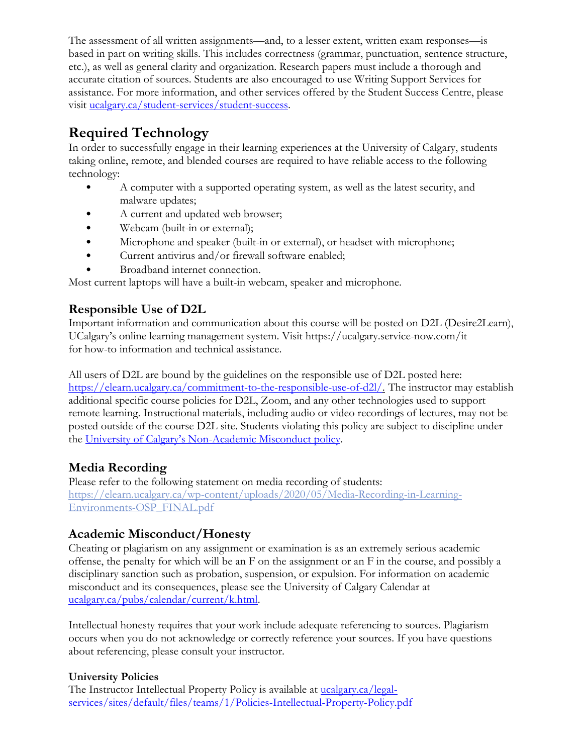The assessment of all written assignments—and, to a lesser extent, written exam responses—is based in part on writing skills. This includes correctness (grammar, punctuation, sentence structure, etc.), as well as general clarity and organization. Research papers must include a thorough and accurate citation of sources. Students are also encouraged to use Writing Support Services for assistance. For more information, and other services offered by the Student Success Centre, please visit [ucalgary.ca/student-services/student-success](ucalgary.ca/student-services/student-success).

## Required Technology

In order to successfully engage in their learning experiences at the University of Calgary, students taking online, remote, and blended courses are required to have reliable access to the following technology:

- A computer with a supported operating system, as well as the latest security, and malware updates;
- A current and updated web browser;
- Webcam (built-in or external);
- Microphone and speaker (built-in or external), or headset with microphone;
- Current antivirus and/or firewall software enabled;
- Broadband internet connection.

Most current laptops will have a built-in webcam, speaker and microphone.

### Responsible Use of D2L

Important information and communication about this course will be posted on D2L (Desire2Learn), UCalgary's online learning management system. Visit https://ucalgary.service-now.com/it for how-to information and technical assistance.

All users of D2L are bound by the guidelines on the responsible use of D2L posted here: [https://elearn.ucalgary.ca/commitment-to-the-responsible-use-of-d2l/](https://elearn.ucalgary.ca/commitment-to-the-responsible-use-of-d2l/). The instructor may establish additional specific course policies for D2L, Zoom, and any other technologies used to support remote learning. Instructional materials, including audio or video recordings of lectures, may not be posted outside of the course D2L site. Students violating this policy are subject to discipline under the University of Calgary's Non-Academic Misconduct policy.

### Media Recording

Please refer to the following statement on media recording of students:
[https://elearn.ucalgary.ca/wp-content/uploads/2020/05/Media-Recording-in-Learning-Environments-OSP_FINAL.pdf](https://elearn.ucalgary.ca/wp-content/uploads/2020/05/Media-Recording-in-Learning-Environments-OSP_FINAL.pdf)

### Academic Misconduct/Honesty

Cheating or plagiarism on any assignment or examination is as an extremely serious academic offense, the penalty for which will be an F on the assignment or an F in the course, and possibly a disciplinary sanction such as probation, suspension, or expulsion. For information on academic misconduct and its consequences, please see the University of Calgary Calendar at [ucalgary.ca/pubs/calendar/current/k.html](ucalgary.ca/pubs/calendar/current/k.html).

Intellectual honesty requires that your work include adequate referencing to sources. Plagiarism occurs when you do not acknowledge or correctly reference your sources. If you have questions about referencing, please consult your instructor.

#### University Policies

The Instructor Intellectual Property Policy is available at [ucalgary.ca/legal-services/sites/default/files/teams/1/Policies-Intellectual-Property-Policy.pdf](ucalgary.ca/legal-services/sites/default/files/teams/1/Policies-Intellectual-Property-Policy.pdf)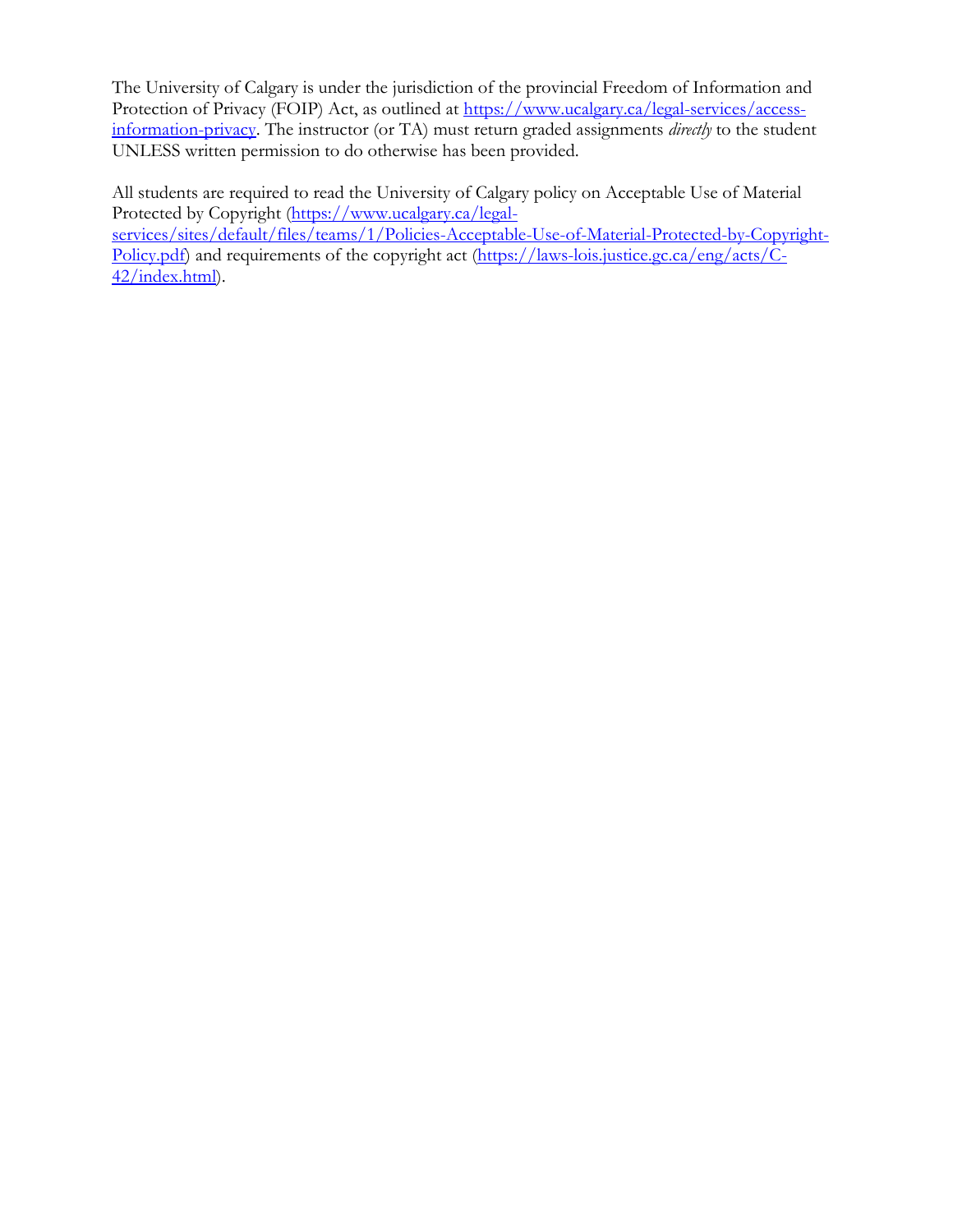The University of Calgary is under the jurisdiction of the provincial Freedom of Information and Protection of Privacy (FOIP) Act, as outlined at [https://www.ucalgary.ca/legal-services/access-information-privacy](https://www.ucalgary.ca/legal-services/access-information-privacy). The instructor (or TA) must return graded assignments *directly* to the student UNLESS written permission to do otherwise has been provided.

All students are required to read the University of Calgary policy on Acceptable Use of Material Protected by Copyright ([https://www.ucalgary.ca/legal-services/sites/default/files/teams/1/Policies-Acceptable-Use-of-Material-Protected-by-Copyright-Policy.pdf](https://www.ucalgary.ca/legal-services/sites/default/files/teams/1/Policies-Acceptable-Use-of-Material-Protected-by-Copyright-Policy.pdf)) and requirements of the copyright act ([https://laws-lois.justice.gc.ca/eng/acts/C-42/index.html](https://laws-lois.justice.gc.ca/eng/acts/C-42/index.html)).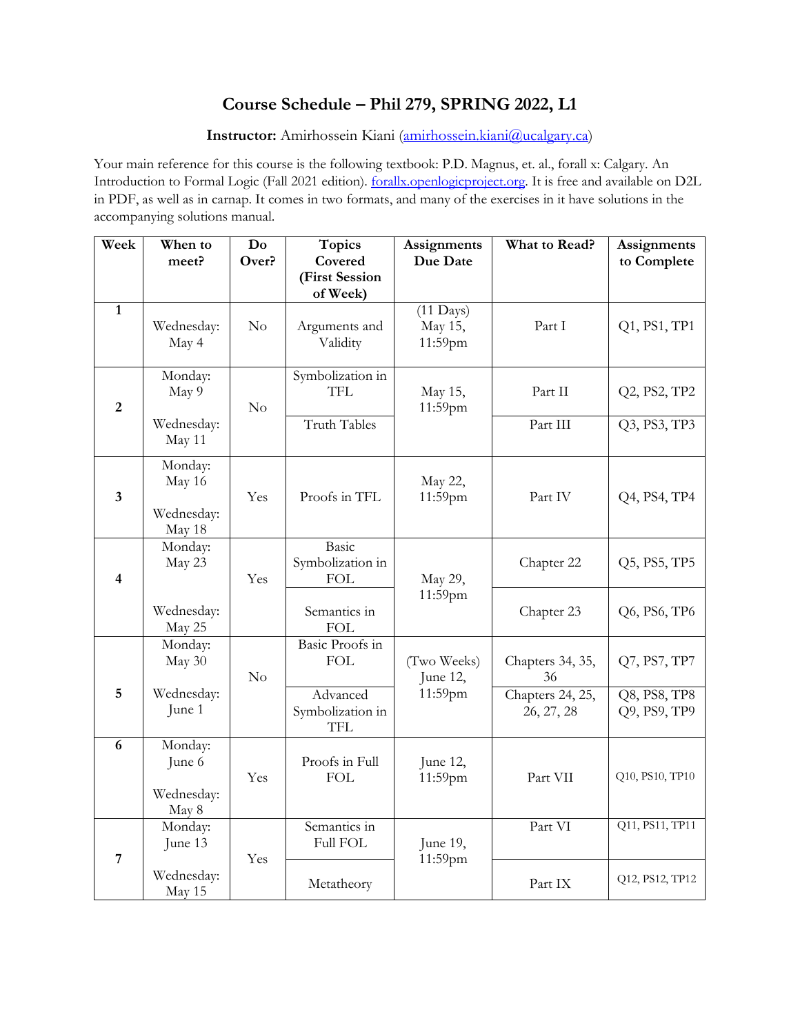# Course Schedule – Phil 279, SPRING 2022, L1

**Instructor:** Amirhossein Kiani (amirhossein.kiani@ucalgary.ca)

Your main reference for this course is the following textbook: P.D. Magnus, et. al., forall x: Calgary. An Introduction to Formal Logic (Fall 2021 edition). forallx.openlogicproject.org. It is free and available on D2L in PDF, as well as in carnap. It comes in two formats, and many of the exercises in it have solutions in the accompanying solutions manual.

| Week | When to meet? | Do Over? | Topics Covered (First Session of Week) | Assignments Due Date | What to Read? | Assignments to Complete |
|---|---|---|---|---|---|---|
| 1 | Wednesday: May 4 | No | Arguments and Validity | (11 Days) May 15, 11:59pm | Part I | Q1, PS1, TP1 |
| 2 | Monday: May 9 | No | Symbolization in TFL | May 15, 11:59pm | Part II | Q2, PS2, TP2 |
| | Wednesday: May 11 | | Truth Tables | | Part III | Q3, PS3, TP3 |
| 3 | Monday: May 16<br>Wednesday: May 18 | Yes | Proofs in TFL | May 22, 11:59pm | Part IV | Q4, PS4, TP4 |
| 4 | Monday: May 23 | Yes | Basic Symbolization in FOL | May 29, 11:59pm | Chapter 22 | Q5, PS5, TP5 |
| | Wednesday: May 25 | | Semantics in FOL | | Chapter 23 | Q6, PS6, TP6 |
| 5 | Monday: May 30 | No | Basic Proofs in FOL | (Two Weeks) June 12, 11:59pm | Chapters 34, 35, 36 | Q7, PS7, TP7 |
| | Wednesday: June 1 | | Advanced Symbolization in TFL | | Chapters 24, 25, 26, 27, 28 | Q8, PS8, TP8<br>Q9, PS9, TP9 |
| 6 | Monday: June 6<br>Wednesday: May 8 | Yes | Proofs in Full FOL | June 12, 11:59pm | Part VII | Q10, PS10, TP10 |
| 7 | Monday: June 13 | Yes | Semantics in Full FOL | June 19, 11:59pm | Part VI | Q11, PS11, TP11 |
| | Wednesday: May 15 | | Metatheory | | Part IX | Q12, PS12, TP12 |